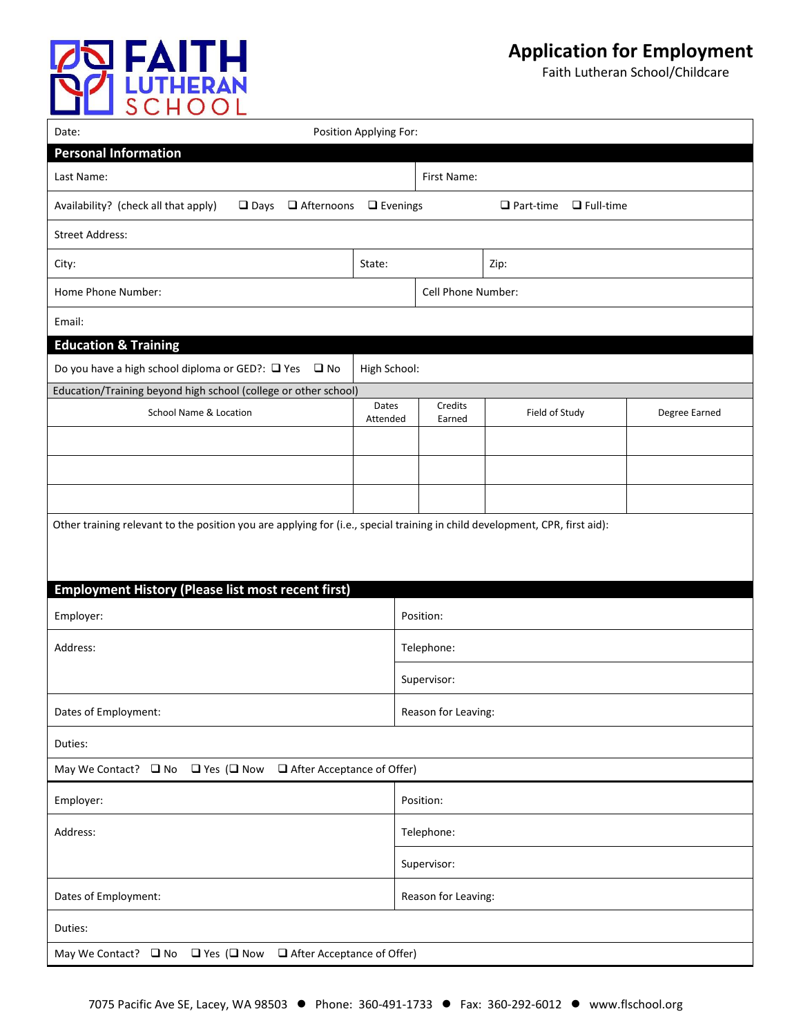FAITH LUTHERAN SCHOOL

# Application for Employment

Faith Lutheran School/Childcare

Date: Position Applying For:

## Personal Information

| Last Name: | First Name: |
|---|---|

Availability? (check all that apply) ❑ Days ❑ Afternoons ❑ Evenings ❑ Part-time ❑ Full-time

Street Address:

| City: | State: | Zip: |
|---|---|---|

| Home Phone Number: | Cell Phone Number: |
|---|---|

Email:

## Education & Training

Do you have a high school diploma or GED?: ❑ Yes ❑ No High School:

Education/Training beyond high school (college or other school)

| School Name & Location | Dates Attended | Credits Earned | Field of Study | Degree Earned |
|---|---|---|---|---|
| | | | | |
| | | | | |
| | | | | |

Other training relevant to the position you are applying for (i.e., special training in child development, CPR, first aid):

## Employment History (Please list most recent first)

| Employer: | Position: |
|---|---|
| Address: | Telephone: |
| | Supervisor: |
| Dates of Employment: | Reason for Leaving: |

Duties:

May We Contact? ❑ No ❑ Yes (❑ Now ❑ After Acceptance of Offer)

| Employer: | Position: |
|---|---|
| Address: | Telephone: |
| | Supervisor: |
| Dates of Employment: | Reason for Leaving: |

Duties:

May We Contact? ❑ No ❑ Yes (❑ Now ❑ After Acceptance of Offer)

7075 Pacific Ave SE, Lacey, WA 98503 ● Phone: 360-491-1733 ● Fax: 360-292-6012 ● www.flschool.org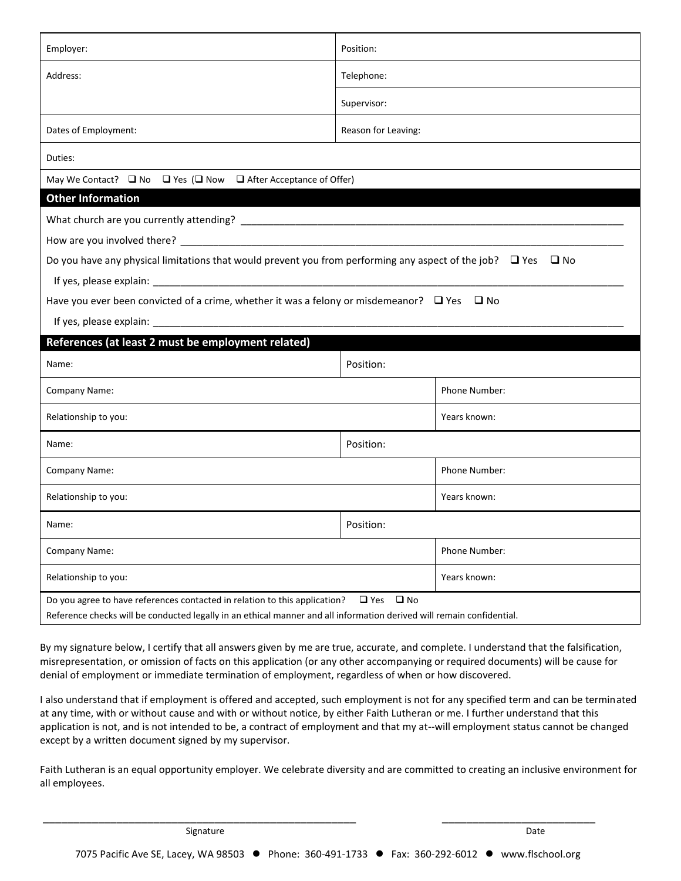| | |
|---|---|
| Employer: | Position: |
| Address: | Telephone: |
| | Supervisor: |
| Dates of Employment: | Reason for Leaving: |
| Duties: | |
| May We Contact? ❑ No ❑ Yes (❑ Now ❑ After Acceptance of Offer) | |

## Other Information

What church are you currently attending? ______________________________

How are you involved there? ______________________________

Do you have any physical limitations that would prevent you from performing any aspect of the job? ❑ Yes ❑ No

If yes, please explain: ______________________________

Have you ever been convicted of a crime, whether it was a felony or misdemeanor? ❑ Yes ❑ No

If yes, please explain: ______________________________

## References (at least 2 must be employment related)

| | | |
|---|---|---|
| Name: | Position: | |
| Company Name: | | Phone Number: |
| Relationship to you: | | Years known: |
| Name: | Position: | |
| Company Name: | | Phone Number: |
| Relationship to you: | | Years known: |
| Name: | Position: | |
| Company Name: | | Phone Number: |
| Relationship to you: | | Years known: |

Do you agree to have references contacted in relation to this application? ❑ Yes ❑ No

Reference checks will be conducted legally in an ethical manner and all information derived will remain confidential.

By my signature below, I certify that all answers given by me are true, accurate, and complete. I understand that the falsification, misrepresentation, or omission of facts on this application (or any other accompanying or required documents) will be cause for denial of employment or immediate termination of employment, regardless of when or how discovered.

I also understand that if employment is offered and accepted, such employment is not for any specified term and can be terminated at any time, with or without cause and with or without notice, by either Faith Lutheran or me. I further understand that this application is not, and is not intended to be, a contract of employment and that my at--will employment status cannot be changed except by a written document signed by my supervisor.

Faith Lutheran is an equal opportunity employer. We celebrate diversity and are committed to creating an inclusive environment for all employees.

______________________________ Signature

______________________________ Date

7075 Pacific Ave SE, Lacey, WA 98503 ● Phone: 360-491-1733 ● Fax: 360-292-6012 ● www.flschool.org